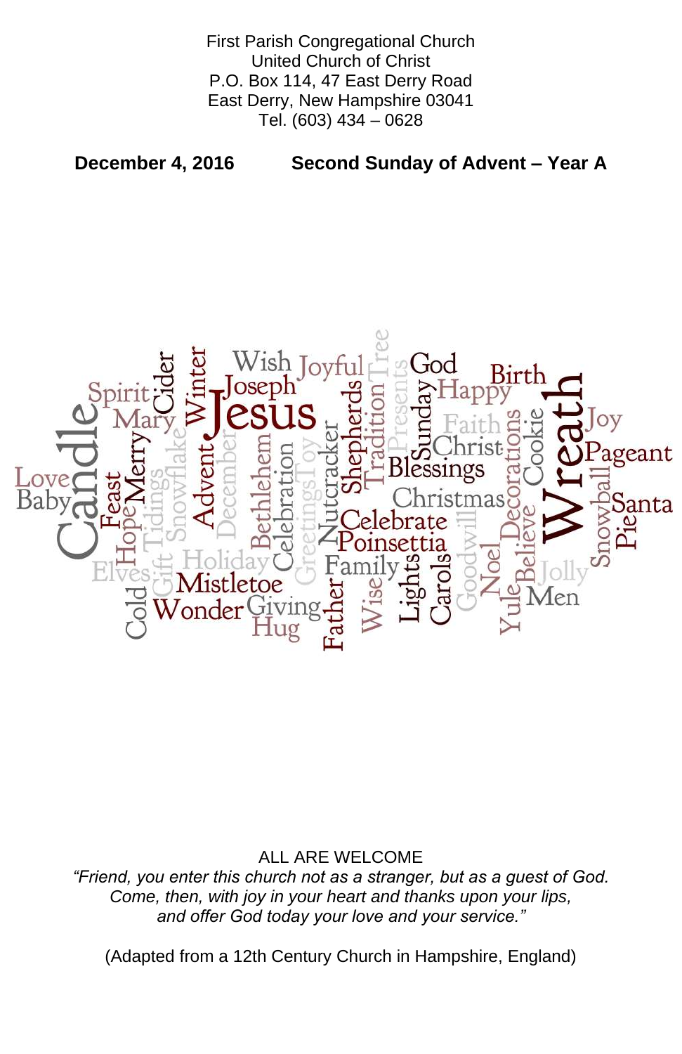First Parish Congregational Church
United Church of Christ
P.O. Box 114, 47 East Derry Road
East Derry, New Hampshire 03041
Tel. (603) 434 – 0628

**December 4, 2016** **Second Sunday of Advent – Year A**

ALL ARE WELCOME

*"Friend, you enter this church not as a stranger, but as a guest of God.*
*Come, then, with joy in your heart and thanks upon your lips,*
*and offer God today your love and your service."*

(Adapted from a 12th Century Church in Hampshire, England)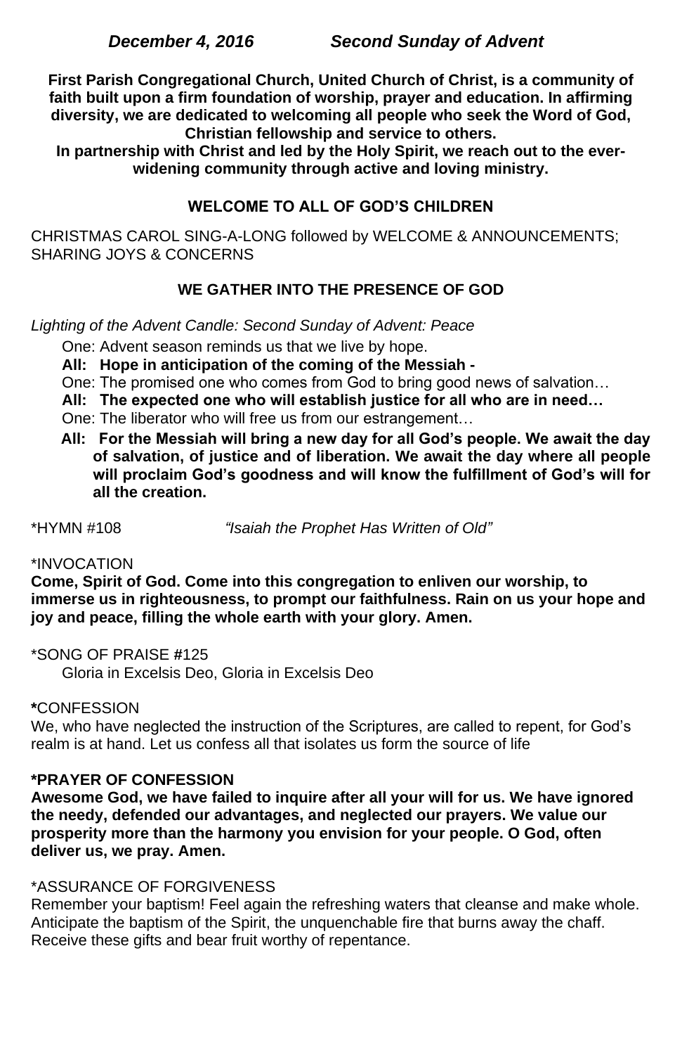***December 4, 2016 Second Sunday of Advent***

**First Parish Congregational Church, United Church of Christ, is a community of faith built upon a firm foundation of worship, prayer and education. In affirming diversity, we are dedicated to welcoming all people who seek the Word of God, Christian fellowship and service to others.**
**In partnership with Christ and led by the Holy Spirit, we reach out to the ever-widening community through active and loving ministry.**

## WELCOME TO ALL OF GOD'S CHILDREN

CHRISTMAS CAROL SING-A-LONG followed by WELCOME & ANNOUNCEMENTS; SHARING JOYS & CONCERNS

## WE GATHER INTO THE PRESENCE OF GOD

*Lighting of the Advent Candle: Second Sunday of Advent: Peace*

One: Advent season reminds us that we live by hope.
**All: Hope in anticipation of the coming of the Messiah -**
One: The promised one who comes from God to bring good news of salvation…
**All: The expected one who will establish justice for all who are in need…**
One: The liberator who will free us from our estrangement…
**All: For the Messiah will bring a new day for all God's people. We await the day of salvation, of justice and of liberation. We await the day where all people will proclaim God's goodness and will know the fulfillment of God's will for all the creation.**

*HYMN #108 *"Isaiah the Prophet Has Written of Old"*

*INVOCATION
**Come, Spirit of God. Come into this congregation to enliven our worship, to immerse us in righteousness, to prompt our faithfulness. Rain on us your hope and joy and peace, filling the whole earth with your glory. Amen.**

*SONG OF PRAISE #125
Gloria in Excelsis Deo, Gloria in Excelsis Deo

**\***CONFESSION
We, who have neglected the instruction of the Scriptures, are called to repent, for God's realm is at hand. Let us confess all that isolates us form the source of life

**\*PRAYER OF CONFESSION**
**Awesome God, we have failed to inquire after all your will for us. We have ignored the needy, defended our advantages, and neglected our prayers. We value our prosperity more than the harmony you envision for your people. O God, often deliver us, we pray. Amen.**

*ASSURANCE OF FORGIVENESS
Remember your baptism! Feel again the refreshing waters that cleanse and make whole. Anticipate the baptism of the Spirit, the unquenchable fire that burns away the chaff. Receive these gifts and bear fruit worthy of repentance.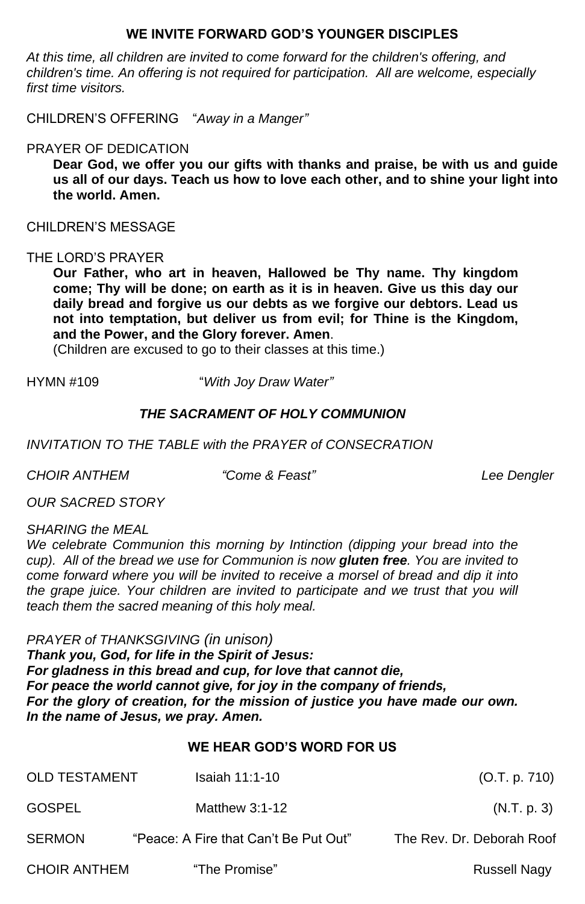## WE INVITE FORWARD GOD'S YOUNGER DISCIPLES

*At this time, all children are invited to come forward for the children's offering, and children's time. An offering is not required for participation. All are welcome, especially first time visitors.*

CHILDREN'S OFFERING "*Away in a Manger"*

PRAYER OF DEDICATION

**Dear God, we offer you our gifts with thanks and praise, be with us and guide us all of our days. Teach us how to love each other, and to shine your light into the world. Amen.**

CHILDREN'S MESSAGE

THE LORD'S PRAYER

**Our Father, who art in heaven, Hallowed be Thy name. Thy kingdom come; Thy will be done; on earth as it is in heaven. Give us this day our daily bread and forgive us our debts as we forgive our debtors. Lead us not into temptation, but deliver us from evil; for Thine is the Kingdom, and the Power, and the Glory forever. Amen**.

(Children are excused to go to their classes at this time.)

HYMN #109 "*With Joy Draw Water"*

### *THE SACRAMENT OF HOLY COMMUNION*

*INVITATION TO THE TABLE with the PRAYER of CONSECRATION*

*CHOIR ANTHEM "Come & Feast" Lee Dengler*

*OUR SACRED STORY*

*SHARING the MEAL*

*We celebrate Communion this morning by Intinction (dipping your bread into the cup). All of the bread we use for Communion is now **gluten free**. You are invited to come forward where you will be invited to receive a morsel of bread and dip it into the grape juice. Your children are invited to participate and we trust that you will teach them the sacred meaning of this holy meal.*

*PRAYER of THANKSGIVING (in unison)*

***Thank you, God, for life in the Spirit of Jesus:***
***For gladness in this bread and cup, for love that cannot die,***
***For peace the world cannot give, for joy in the company of friends,***
***For the glory of creation, for the mission of justice you have made our own.***
***In the name of Jesus, we pray. Amen.***

## WE HEAR GOD'S WORD FOR US

OLD TESTAMENT Isaiah 11:1-10 (O.T. p. 710)

GOSPEL Matthew 3:1-12 (N.T. p. 3)

SERMON "Peace: A Fire that Can't Be Put Out" The Rev. Dr. Deborah Roof

CHOIR ANTHEM "The Promise" Russell Nagy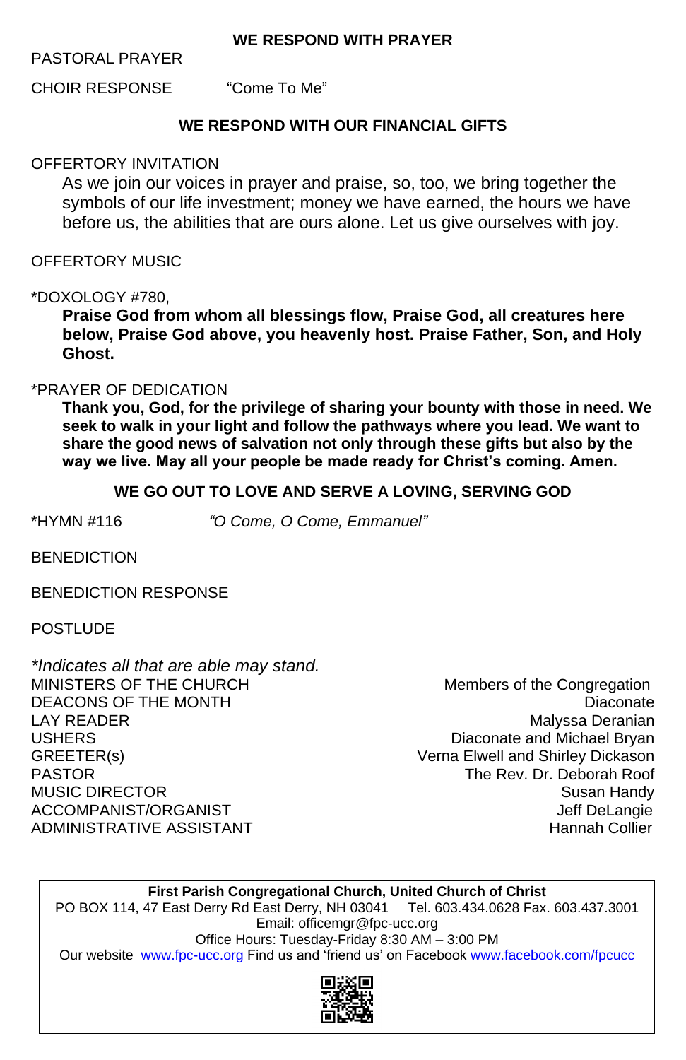### WE RESPOND WITH PRAYER

PASTORAL PRAYER

CHOIR RESPONSE "Come To Me"

### WE RESPOND WITH OUR FINANCIAL GIFTS

OFFERTORY INVITATION

As we join our voices in prayer and praise, so, too, we bring together the symbols of our life investment; money we have earned, the hours we have before us, the abilities that are ours alone. Let us give ourselves with joy.

OFFERTORY MUSIC

*DOXOLOGY #780,

**Praise God from whom all blessings flow, Praise God, all creatures here below, Praise God above, you heavenly host. Praise Father, Son, and Holy Ghost.**

*PRAYER OF DEDICATION

**Thank you, God, for the privilege of sharing your bounty with those in need. We seek to walk in your light and follow the pathways where you lead. We want to share the good news of salvation not only through these gifts but also by the way we live. May all your people be made ready for Christ's coming. Amen.**

### WE GO OUT TO LOVE AND SERVE A LOVING, SERVING GOD

*HYMN #116 *"O Come, O Come, Emmanuel"*

BENEDICTION

BENEDICTION RESPONSE

POSTLUDE

*\*Indicates all that are able may stand.*

| | |
|---|---|
| MINISTERS OF THE CHURCH | Members of the Congregation |
| DEACONS OF THE MONTH | Diaconate |
| LAY READER | Malyssa Deranian |
| USHERS | Diaconate and Michael Bryan |
| GREETER(s) | Verna Elwell and Shirley Dickason |
| PASTOR | The Rev. Dr. Deborah Roof |
| MUSIC DIRECTOR | Susan Handy |
| ACCOMPANIST/ORGANIST | Jeff DeLangie |
| ADMINISTRATIVE ASSISTANT | Hannah Collier |

**First Parish Congregational Church, United Church of Christ**
PO BOX 114, 47 East Derry Rd East Derry, NH 03041 Tel. 603.434.0628 Fax. 603.437.3001
Email: officemgr@fpc-ucc.org
Office Hours: Tuesday-Friday 8:30 AM – 3:00 PM
Our website www.fpc-ucc.org Find us and 'friend us' on Facebook www.facebook.com/fpcucc